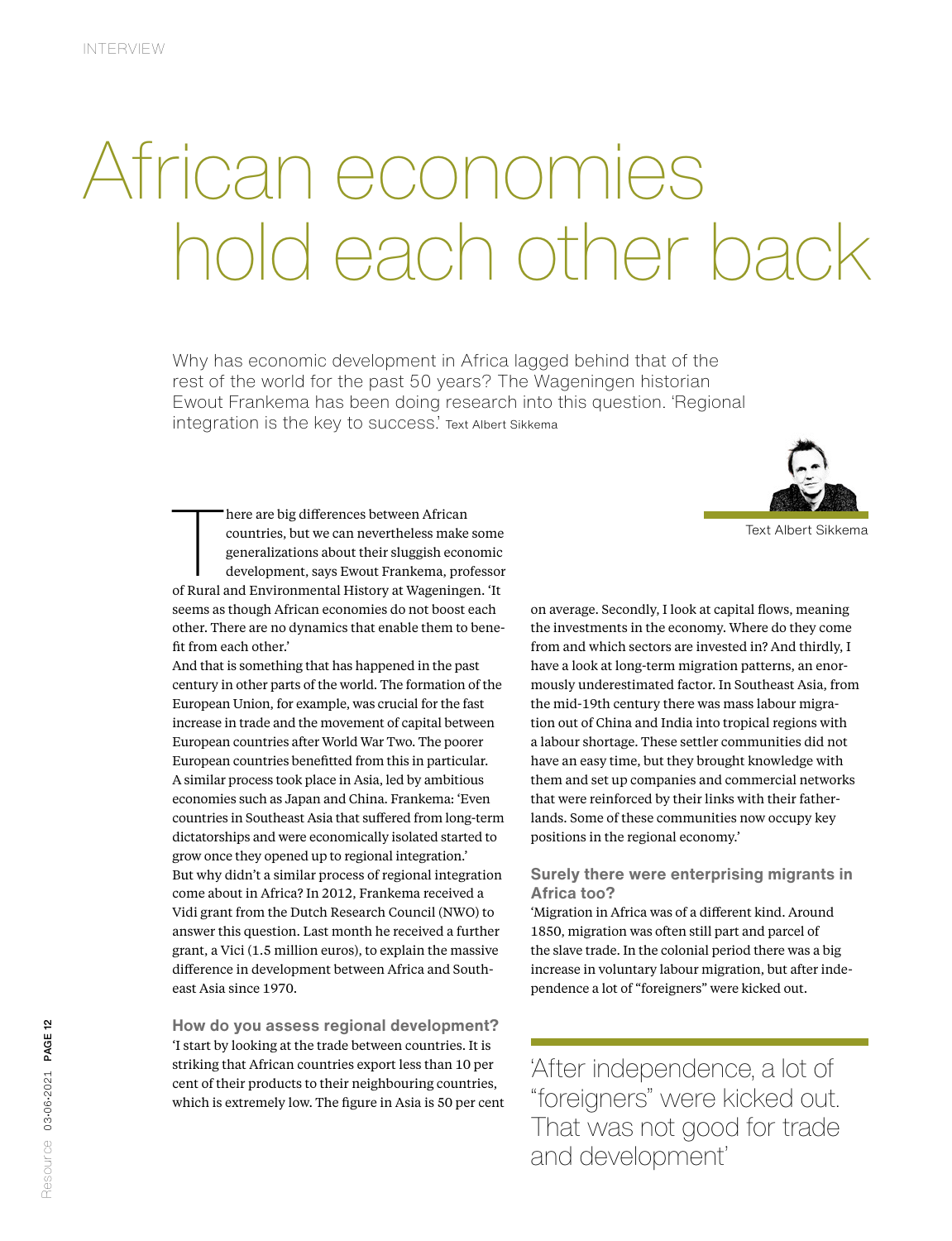# African economies hold each other back

Why has economic development in Africa lagged behind that of the rest of the world for the past 50 years? The Wageningen historian Ewout Frankema has been doing research into this question. 'Regional integration is the key to success.' Text Albert Sikkema

There are big differences between African countries, but we can nevertheless make some generalizations about their sluggish economic development, says Ewout Frankema, professor of Rural and Environmental History at Wageningen. 'It seems as though African economies do not boost each other. There are no dynamics that enable them to benefit from each other.'

And that is something that has happened in the past century in other parts of the world. The formation of the European Union, for example, was crucial for the fast increase in trade and the movement of capital between European countries after World War Two. The poorer European countries benefitted from this in particular. A similar process took place in Asia, led by ambitious economies such as Japan and China. Frankema: 'Even countries in Southeast Asia that suffered from long-term dictatorships and were economically isolated started to grow once they opened up to regional integration.'

But why didn't a similar process of regional integration come about in Africa? In 2012, Frankema received a Vidi grant from the Dutch Research Council (NWO) to answer this question. Last month he received a further grant, a Vici (1.5 million euros), to explain the massive difference in development between Africa and Southeast Asia since 1970.

### How do you assess regional development?

'I start by looking at the trade between countries. It is striking that African countries export less than 10 per cent of their products to their neighbouring countries, which is extremely low. The figure in Asia is 50 per cent on average. Secondly, I look at capital flows, meaning the investments in the economy. Where do they come from and which sectors are invested in? And thirdly, I have a look at long-term migration patterns, an enormously underestimated factor. In Southeast Asia, from the mid-19th century there was mass labour migration out of China and India into tropical regions with a labour shortage. These settler communities did not have an easy time, but they brought knowledge with them and set up companies and commercial networks that were reinforced by their links with their fatherlands. Some of these communities now occupy key positions in the regional economy.'

### Surely there were enterprising migrants in Africa too?

'Migration in Africa was of a different kind. Around 1850, migration was often still part and parcel of the slave trade. In the colonial period there was a big increase in voluntary labour migration, but after independence a lot of "foreigners" were kicked out.

> 'After independence, a lot of "foreigners" were kicked out. That was not good for trade and development'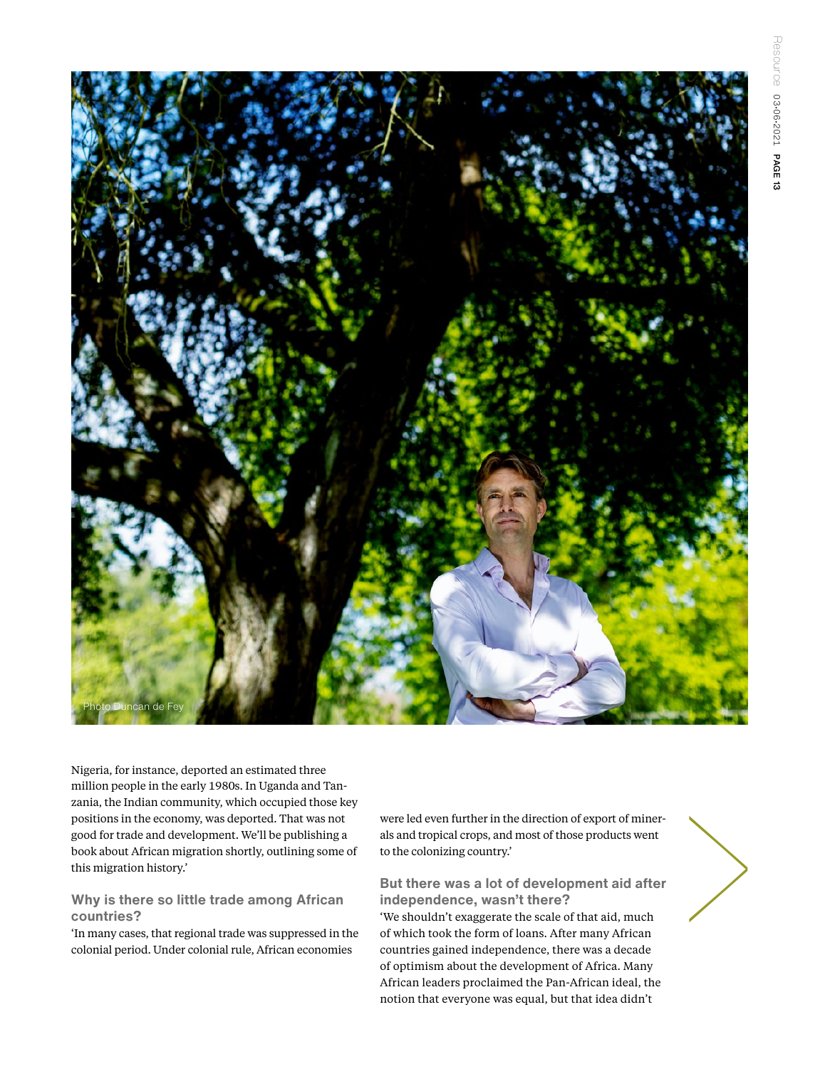Photo Duncan de Fey

Nigeria, for instance, deported an estimated three million people in the early 1980s. In Uganda and Tanzania, the Indian community, which occupied those key positions in the economy, was deported. That was not good for trade and development. We'll be publishing a book about African migration shortly, outlining some of this migration history.'

### Why is there so little trade among African countries?

'In many cases, that regional trade was suppressed in the colonial period. Under colonial rule, African economies were led even further in the direction of export of minerals and tropical crops, and most of those products went to the colonizing country.'

### But there was a lot of development aid after independence, wasn't there?

'We shouldn't exaggerate the scale of that aid, much of which took the form of loans. After many African countries gained independence, there was a decade of optimism about the development of Africa. Many African leaders proclaimed the Pan-African ideal, the notion that everyone was equal, but that idea didn't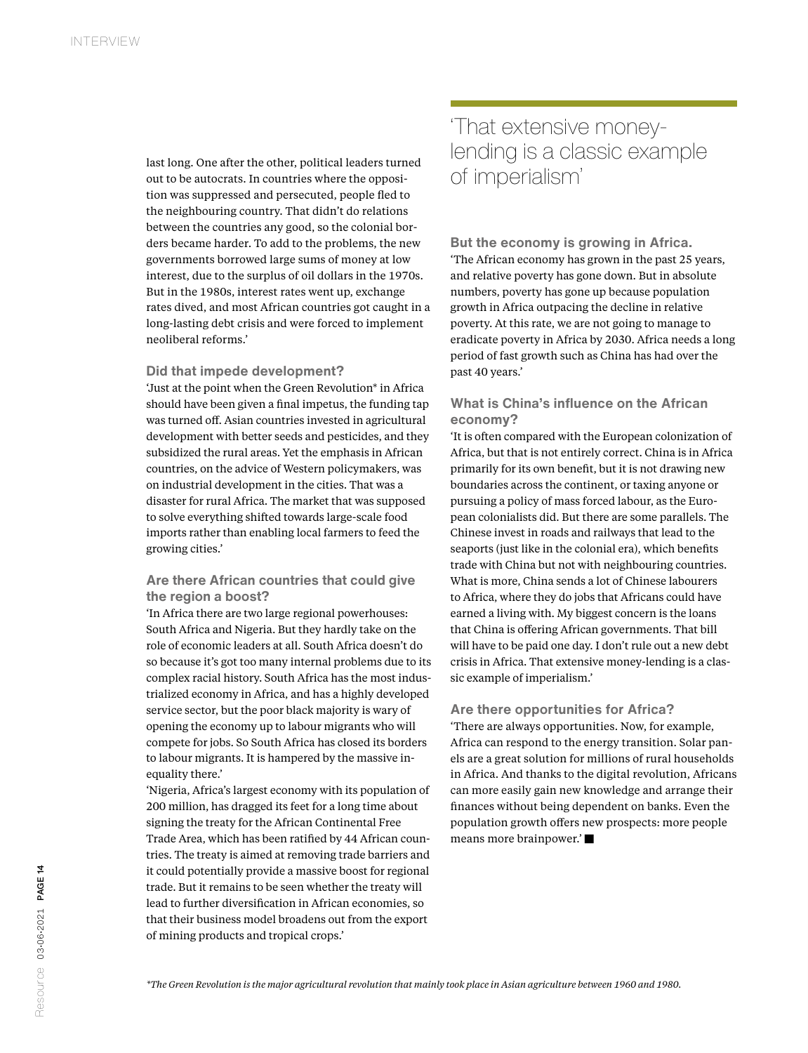last long. One after the other, political leaders turned out to be autocrats. In countries where the opposition was suppressed and persecuted, people fled to the neighbouring country. That didn't do relations between the countries any good, so the colonial borders became harder. To add to the problems, the new governments borrowed large sums of money at low interest, due to the surplus of oil dollars in the 1970s. But in the 1980s, interest rates went up, exchange rates dived, and most African countries got caught in a long-lasting debt crisis and were forced to implement neoliberal reforms.'

### Did that impede development?

'Just at the point when the Green Revolution* in Africa should have been given a final impetus, the funding tap was turned off. Asian countries invested in agricultural development with better seeds and pesticides, and they subsidized the rural areas. Yet the emphasis in African countries, on the advice of Western policymakers, was on industrial development in the cities. That was a disaster for rural Africa. The market that was supposed to solve everything shifted towards large-scale food imports rather than enabling local farmers to feed the growing cities.'

### Are there African countries that could give the region a boost?

'In Africa there are two large regional powerhouses: South Africa and Nigeria. But they hardly take on the role of economic leaders at all. South Africa doesn't do so because it's got too many internal problems due to its complex racial history. South Africa has the most industrialized economy in Africa, and has a highly developed service sector, but the poor black majority is wary of opening the economy up to labour migrants who will compete for jobs. So South Africa has closed its borders to labour migrants. It is hampered by the massive inequality there.'

'Nigeria, Africa's largest economy with its population of 200 million, has dragged its feet for a long time about signing the treaty for the African Continental Free Trade Area, which has been ratified by 44 African countries. The treaty is aimed at removing trade barriers and it could potentially provide a massive boost for regional trade. But it remains to be seen whether the treaty will lead to further diversification in African economies, so that their business model broadens out from the export of mining products and tropical crops.'

## 'That extensive money-lending is a classic example of imperialism'

### But the economy is growing in Africa.

'The African economy has grown in the past 25 years, and relative poverty has gone down. But in absolute numbers, poverty has gone up because population growth in Africa outpacing the decline in relative poverty. At this rate, we are not going to manage to eradicate poverty in Africa by 2030. Africa needs a long period of fast growth such as China has had over the past 40 years.'

### What is China's influence on the African economy?

'It is often compared with the European colonization of Africa, but that is not entirely correct. China is in Africa primarily for its own benefit, but it is not drawing new boundaries across the continent, or taxing anyone or pursuing a policy of mass forced labour, as the European colonialists did. But there are some parallels. The Chinese invest in roads and railways that lead to the seaports (just like in the colonial era), which benefits trade with China but not with neighbouring countries. What is more, China sends a lot of Chinese labourers to Africa, where they do jobs that Africans could have earned a living with. My biggest concern is the loans that China is offering African governments. That bill will have to be paid one day. I don't rule out a new debt crisis in Africa. That extensive money-lending is a classic example of imperialism.'

### Are there opportunities for Africa?

'There are always opportunities. Now, for example, Africa can respond to the energy transition. Solar panels are a great solution for millions of rural households in Africa. And thanks to the digital revolution, Africans can more easily gain new knowledge and arrange their finances without being dependent on banks. Even the population growth offers new prospects: more people means more brainpower.' ■

*The Green Revolution is the major agricultural revolution that mainly took place in Asian agriculture between 1960 and 1980.*